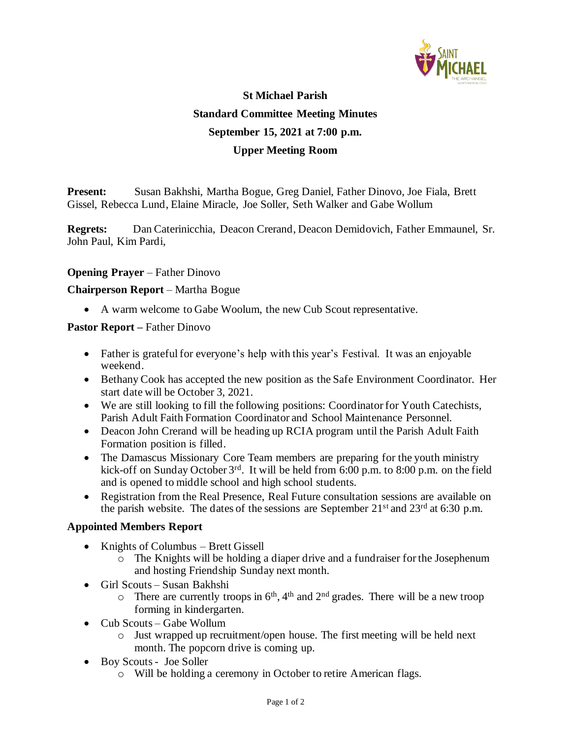# St Michael Parish

## Standard Committee Meeting Minutes

## September 15, 2021 at 7:00 p.m.

## Upper Meeting Room

**Present:** Susan Bakhshi, Martha Bogue, Greg Daniel, Father Dinovo, Joe Fiala, Brett Gissel, Rebecca Lund, Elaine Miracle, Joe Soller, Seth Walker and Gabe Wollum

**Regrets:** Dan Caterinicchia, Deacon Crerand, Deacon Demidovich, Father Emmaunel, Sr. John Paul, Kim Pardi,

**Opening Prayer** – Father Dinovo

**Chairperson Report** – Martha Bogue

- A warm welcome to Gabe Woolum, the new Cub Scout representative.

**Pastor Report –** Father Dinovo

- Father is grateful for everyone's help with this year's Festival. It was an enjoyable weekend.
- Bethany Cook has accepted the new position as the Safe Environment Coordinator. Her start date will be October 3, 2021.
- We are still looking to fill the following positions: Coordinator for Youth Catechists, Parish Adult Faith Formation Coordinator and School Maintenance Personnel.
- Deacon John Crerand will be heading up RCIA program until the Parish Adult Faith Formation position is filled.
- The Damascus Missionary Core Team members are preparing for the youth ministry kick-off on Sunday October 3rd. It will be held from 6:00 p.m. to 8:00 p.m. on the field and is opened to middle school and high school students.
- Registration from the Real Presence, Real Future consultation sessions are available on the parish website. The dates of the sessions are September 21st and 23rd at 6:30 p.m.

**Appointed Members Report**

- Knights of Columbus – Brett Gissell
    - The Knights will be holding a diaper drive and a fundraiser for the Josephenum and hosting Friendship Sunday next month.
- Girl Scouts – Susan Bakhshi
    - There are currently troops in 6th, 4th and 2nd grades. There will be a new troop forming in kindergarten.
- Cub Scouts – Gabe Wollum
    - Just wrapped up recruitment/open house. The first meeting will be held next month. The popcorn drive is coming up.
- Boy Scouts - Joe Soller
    - Will be holding a ceremony in October to retire American flags.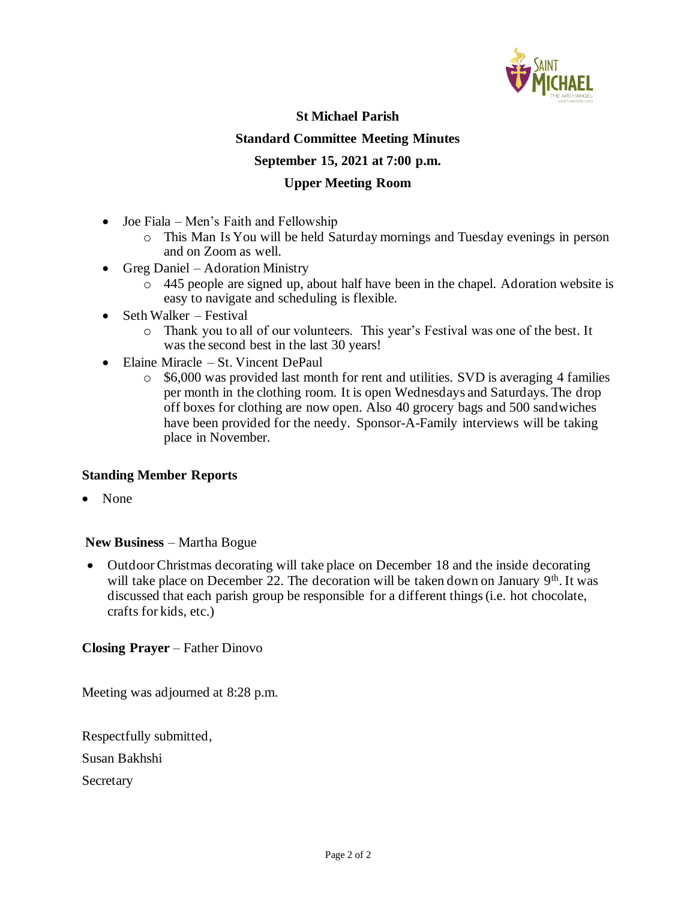**St Michael Parish**

**Standard Committee Meeting Minutes**

**September 15, 2021 at 7:00 p.m.**

**Upper Meeting Room**

- Joe Fiala – Men's Faith and Fellowship
  - This Man Is You will be held Saturday mornings and Tuesday evenings in person and on Zoom as well.
- Greg Daniel – Adoration Ministry
  - 445 people are signed up, about half have been in the chapel. Adoration website is easy to navigate and scheduling is flexible.
- Seth Walker – Festival
  - Thank you to all of our volunteers. This year's Festival was one of the best. It was the second best in the last 30 years!
- Elaine Miracle – St. Vincent DePaul
  - $6,000 was provided last month for rent and utilities. SVD is averaging 4 families per month in the clothing room. It is open Wednesdays and Saturdays. The drop off boxes for clothing are now open. Also 40 grocery bags and 500 sandwiches have been provided for the needy. Sponsor-A-Family interviews will be taking place in November.

**Standing Member Reports**

- None

**New Business** – Martha Bogue

- Outdoor Christmas decorating will take place on December 18 and the inside decorating will take place on December 22. The decoration will be taken down on January 9th. It was discussed that each parish group be responsible for a different things (i.e. hot chocolate, crafts for kids, etc.)

**Closing Prayer** – Father Dinovo

Meeting was adjourned at 8:28 p.m.

Respectfully submitted,

Susan Bakhshi

Secretary